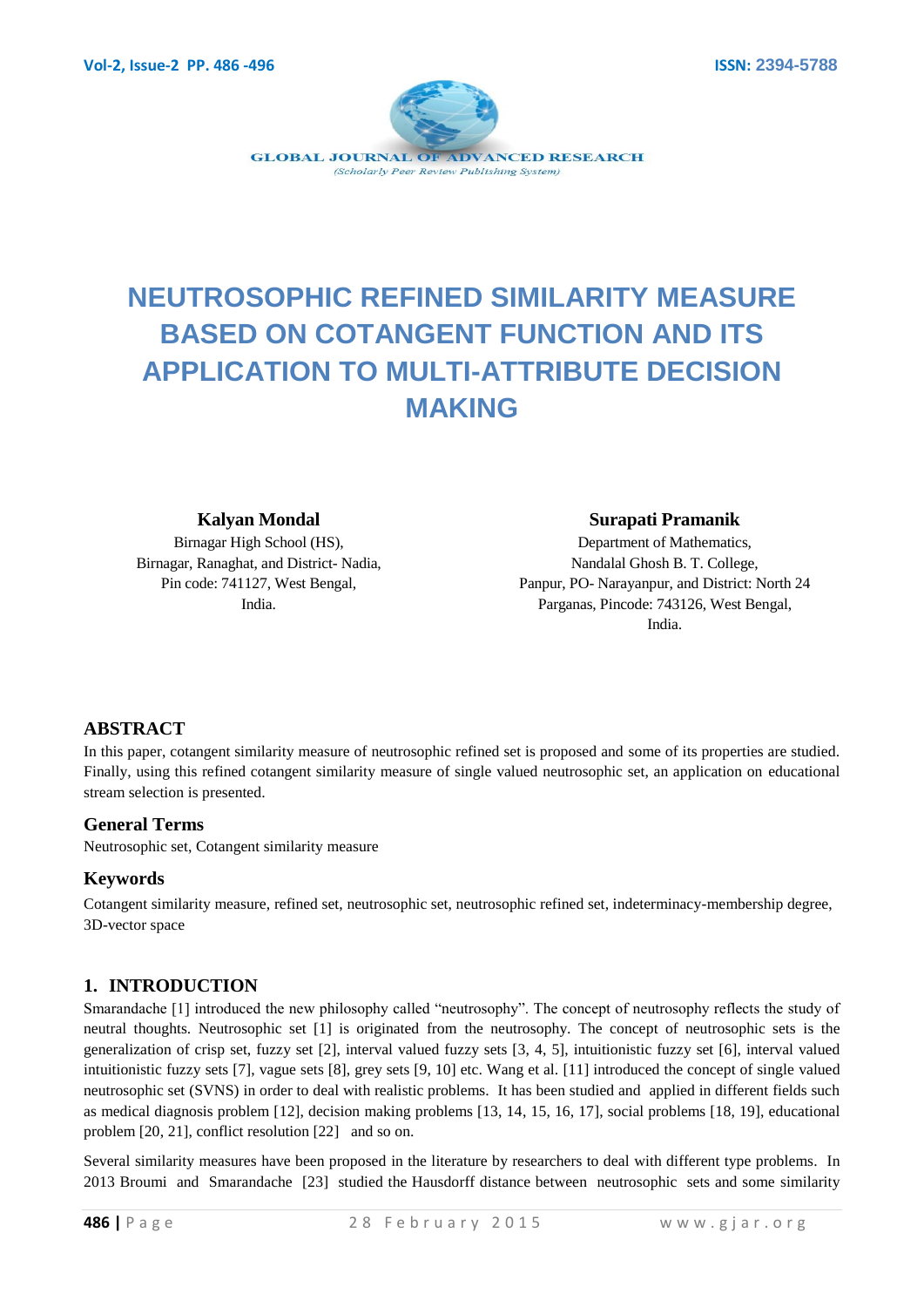# NEUTROSOPHIC REFINED SIMILARITY MEASURE BASED ON COTANGENT FUNCTION AND ITS APPLICATION TO MULTI-ATTRIBUTE DECISION MAKING

**Kalyan Mondal**
Birnagar High School (HS),
Birnagar, Ranaghat, and District- Nadia,
Pin code: 741127, West Bengal,
India.

**Surapati Pramanik**
Department of Mathematics,
Nandalal Ghosh B. T. College,
Panpur, PO- Narayanpur, and District: North 24 Parganas, Pincode: 743126, West Bengal,
India.

## ABSTRACT

In this paper, cotangent similarity measure of neutrosophic refined set is proposed and some of its properties are studied. Finally, using this refined cotangent similarity measure of single valued neutrosophic set, an application on educational stream selection is presented.

### General Terms

Neutrosophic set, Cotangent similarity measure

### Keywords

Cotangent similarity measure, refined set, neutrosophic set, neutrosophic refined set, indeterminacy-membership degree, 3D-vector space

## 1. INTRODUCTION

Smarandache [1] introduced the new philosophy called "neutrosophy". The concept of neutrosophy reflects the study of neutral thoughts. Neutrosophic set [1] is originated from the neutrosophy. The concept of neutrosophic sets is the generalization of crisp set, fuzzy set [2], interval valued fuzzy sets [3, 4, 5], intuitionistic fuzzy set [6], interval valued intuitionistic fuzzy sets [7], vague sets [8], grey sets [9, 10] etc. Wang et al. [11] introduced the concept of single valued neutrosophic set (SVNS) in order to deal with realistic problems. It has been studied and applied in different fields such as medical diagnosis problem [12], decision making problems [13, 14, 15, 16, 17], social problems [18, 19], educational problem [20, 21], conflict resolution [22] and so on.

Several similarity measures have been proposed in the literature by researchers to deal with different type problems. In 2013 Broumi and Smarandache [23] studied the Hausdorff distance between neutrosophic sets and some similarity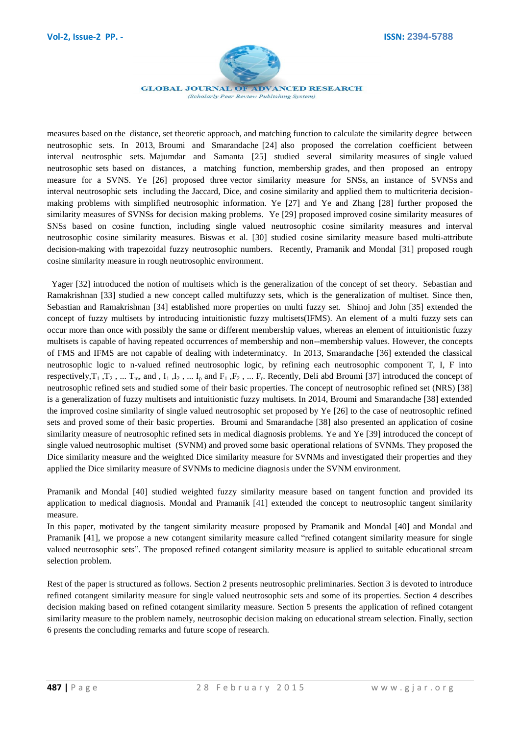measures based on the distance, set theoretic approach, and matching function to calculate the similarity degree between neutrosophic sets. In 2013, Broumi and Smarandache [24] also proposed the correlation coefficient between interval neutrosphic sets. Majumdar and Samanta [25] studied several similarity measures of single valued neutrosophic sets based on distances, a matching function, membership grades, and then proposed an entropy measure for a SVNS. Ye [26] proposed three vector similarity measure for SNSs, an instance of SVNSs and interval neutrosophic sets including the Jaccard, Dice, and cosine similarity and applied them to multicriteria decision-making problems with simplified neutrosophic information. Ye [27] and Ye and Zhang [28] further proposed the similarity measures of SVNSs for decision making problems. Ye [29] proposed improved cosine similarity measures of SNSs based on cosine function, including single valued neutrosophic cosine similarity measures and interval neutrosophic cosine similarity measures. Biswas et al. [30] studied cosine similarity measure based multi-attribute decision-making with trapezoidal fuzzy neutrosophic numbers. Recently, Pramanik and Mondal [31] proposed rough cosine similarity measure in rough neutrosophic environment.

Yager [32] introduced the notion of multisets which is the generalization of the concept of set theory. Sebastian and Ramakrishnan [33] studied a new concept called multifuzzy sets, which is the generalization of multiset. Since then, Sebastian and Ramakrishnan [34] established more properties on multi fuzzy set. Shinoj and John [35] extended the concept of fuzzy multisets by introducing intuitionistic fuzzy multisets(IFMS). An element of a multi fuzzy sets can occur more than once with possibly the same or different membership values, whereas an element of intuitionistic fuzzy multisets is capable of having repeated occurrences of membership and non--membership values. However, the concepts of FMS and IFMS are not capable of dealing with indeterminatcy. In 2013, Smarandache [36] extended the classical neutrosophic logic to n-valued refined neutrosophic logic, by refining each neutrosophic component T, I, F into respectively, $T_1$ , $T_2$ , ... $T_m$, and , $I_1$ , $I_2$ , ... $I_p$ and $F_1$ , $F_2$ , ... $F_r$. Recently, Deli abd Broumi [37] introduced the concept of neutrosophic refined sets and studied some of their basic properties. The concept of neutrosophic refined set (NRS) [38] is a generalization of fuzzy multisets and intuitionistic fuzzy multisets. In 2014, Broumi and Smarandache [38] extended the improved cosine similarity of single valued neutrosophic set proposed by Ye [26] to the case of neutrosophic refined sets and proved some of their basic properties. Broumi and Smarandache [38] also presented an application of cosine similarity measure of neutrosophic refined sets in medical diagnosis problems. Ye and Ye [39] introduced the concept of single valued neutrosophic multiset (SVNM) and proved some basic operational relations of SVNMs. They proposed the Dice similarity measure and the weighted Dice similarity measure for SVNMs and investigated their properties and they applied the Dice similarity measure of SVNMs to medicine diagnosis under the SVNM environment.

Pramanik and Mondal [40] studied weighted fuzzy similarity measure based on tangent function and provided its application to medical diagnosis. Mondal and Pramanik [41] extended the concept to neutrosophic tangent similarity measure.

In this paper, motivated by the tangent similarity measure proposed by Pramanik and Mondal [40] and Mondal and Pramanik [41], we propose a new cotangent similarity measure called "refined cotangent similarity measure for single valued neutrosophic sets". The proposed refined cotangent similarity measure is applied to suitable educational stream selection problem.

Rest of the paper is structured as follows. Section 2 presents neutrosophic preliminaries. Section 3 is devoted to introduce refined cotangent similarity measure for single valued neutrosophic sets and some of its properties. Section 4 describes decision making based on refined cotangent similarity measure. Section 5 presents the application of refined cotangent similarity measure to the problem namely, neutrosophic decision making on educational stream selection. Finally, section 6 presents the concluding remarks and future scope of research.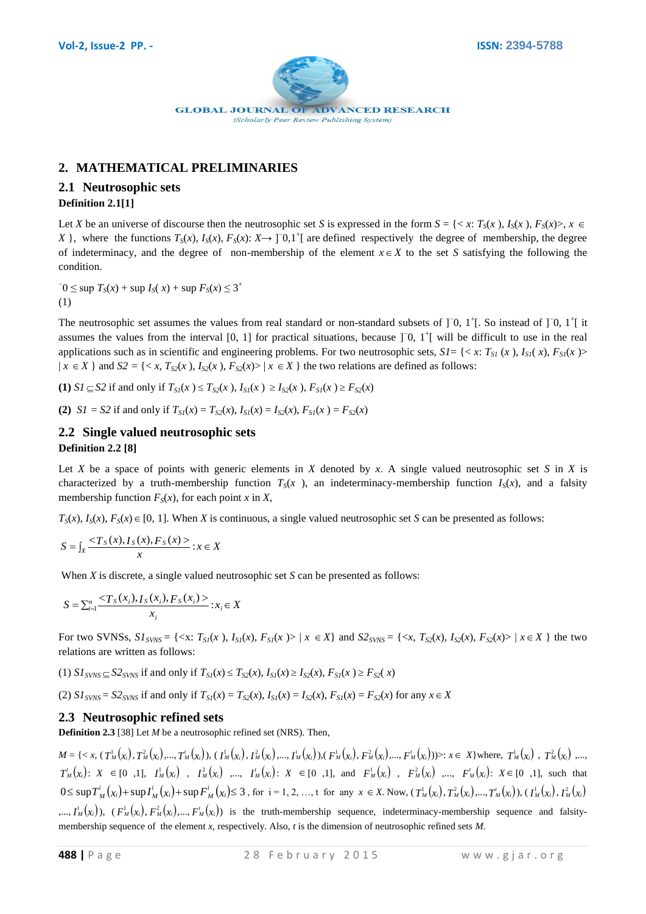## 2. MATHEMATICAL PRELIMINARIES

### 2.1 Neutrosophic sets

**Definition 2.1[1]**

Let $X$ be an universe of discourse then the neutrosophic set $S$ is expressed in the form $S = \{< x: T_S(x), I_S(x), F_S(x)>, x \in X\}$, where the functions $T_S(x), I_S(x), F_S(x): X \rightarrow ]^-0,1^+[$ are defined respectively the degree of membership, the degree of indeterminacy, and the degree of non-membership of the element $x \in X$ to the set $S$ satisfying the following the condition.

$$^-0 \leq \sup T_S(x) + \sup I_S(x) + \sup F_S(x) \leq 3^+$$
(1)

The neutrosophic set assumes the values from real standard or non-standard subsets of $]^-0, 1^+[$. So instead of $]^-0, 1^+[$ it assumes the values from the interval [0, 1] for practical situations, because $]^-0, 1^+[$ will be difficult to use in the real applications such as in scientific and engineering problems. For two neutrosophic sets, $S1 = \{< x: T_{S1}(x), I_{S1}(x), F_{S1}(x)> | x \in X\}$ and $S2 = \{< x, T_{S2}(x), I_{S2}(x), F_{S2}(x)> | x \in X\}$ the two relations are defined as follows:

**(1)** $S1 \subseteq S2$ if and only if $T_{S1}(x) \leq T_{S2}(x)$, $I_{S1}(x) \geq I_{S2}(x)$, $F_{S1}(x) \geq F_{S2}(x)$

**(2)** $S1 = S2$ if and only if $T_{S1}(x) = T_{S2}(x)$, $I_{S1}(x) = I_{S2}(x)$, $F_{S1}(x) = F_{S2}(x)$

### 2.2 Single valued neutrosophic sets

**Definition 2.2 [8]**

Let $X$ be a space of points with generic elements in $X$ denoted by $x$. A single valued neutrosophic set $S$ in $X$ is characterized by a truth-membership function $T_S(x)$, an indeterminacy-membership function $I_S(x)$, and a falsity membership function $F_S(x)$, for each point $x$ in $X$,

$T_S(x), I_S(x), F_S(x) \in [0, 1]$. When $X$ is continuous, a single valued neutrosophic set $S$ can be presented as follows:

$$S = \int_X \frac{<T_S(x), I_S(x), F_S(x)>}{x} : x \in X$$

When $X$ is discrete, a single valued neutrosophic set $S$ can be presented as follows:

$$S = \sum_{i=1}^{n} \frac{<T_S(x_i), I_S(x_i), F_S(x_i)>}{x_i} : x_i \in X$$

For two SVNSs, $S1_{SVNS} = \{<x: T_{S1}(x), I_{S1}(x), F_{S1}(x)> | x \in X\}$ and $S2_{SVNS} = \{<x, T_{S2}(x), I_{S2}(x), F_{S2}(x)> | x \in X\}$ the two relations are written as follows:

(1) $S1_{SVNS} \subseteq S2_{SVNS}$ if and only if $T_{S1}(x) \leq T_{S2}(x)$, $I_{S1}(x) \geq I_{S2}(x)$, $F_{S1}(x) \geq F_{S2}(x)$

(2) $S1_{SVNS} = S2_{SVNS}$ if and only if $T_{S1}(x) = T_{S2}(x)$, $I_{S1}(x) = I_{S2}(x)$, $F_{S1}(x) = F_{S2}(x)$ for any $x \in X$

### 2.3 Neutrosophic refined sets

**Definition 2.3** [38] Let $M$ be a neutrosophic refined set (NRS). Then,

$M = \{< x, (T_M^1(x_i), T_M^2(x_i), ..., T_M^t(x_i)), (I_M^1(x_i), I_M^2(x_i), ..., I_M^t(x_i)), (F_M^1(x_i), F_M^2(x_i), ..., F_M^t(x_i))>: x \in X\}$ where, $T_M^1(x_i)$, $T_M^2(x_i)$, ..., $T_M^t(x_i)$: $X \in [0,1]$, $I_M^1(x_i)$, $I_M^2(x_i)$, ..., $I_M^t(x_i)$: $X \in [0,1]$, and $F_M^1(x_i)$, $F_M^2(x_i)$, ..., $F_M^t(x_i)$: $X \in [0,1]$, such that $0 \leq \sup T_M^i(x_i) + \sup I_M^i(x_i) + \sup F_M^i(x_i) \leq 3$, for i = 1, 2, …, t for any $x \in X$. Now, $(T_M^1(x_i), T_M^2(x_i), ..., T_M^t(x_i))$, $(I_M^1(x_i), I_M^2(x_i), ..., I_M^t(x_i))$, $(F_M^1(x_i), F_M^2(x_i), ..., F_M^t(x_i))$ is the truth-membership sequence, indeterminacy-membership sequence and falsity-membership sequence of the element $x$, respectively. Also, $t$ is the dimension of neutrosophic refined sets $M$.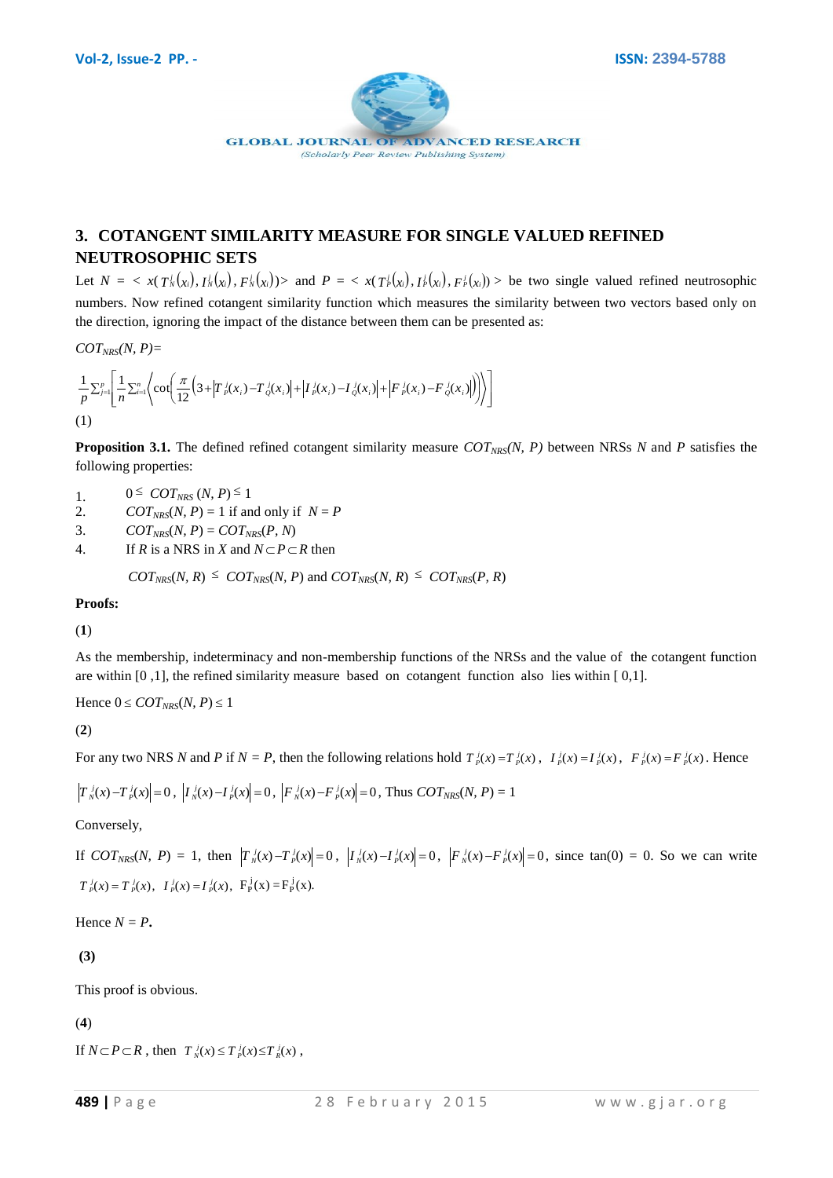## 3. COTANGENT SIMILARITY MEASURE FOR SINGLE VALUED REFINED NEUTROSOPHIC SETS

Let $N = < x( T_N^j(x_i), I_N^j(x_i), F_N^j(x_i))>$ and $P = < x( T_P^j(x_i), I_P^j(x_i), F_P^j(x_i))>$ be two single valued refined neutrosophic numbers. Now refined cotangent similarity function which measures the similarity between two vectors based only on the direction, ignoring the impact of the distance between them can be presented as:

$COT_{NRS}(N, P)=$

$$\frac{1}{p}\sum_{j=1}^{p}\left[\frac{1}{n}\sum_{i=1}^{n}\left\langle \cot\left(\frac{\pi}{12}\left(3+\left|T_P^j(x_i)-T_Q^j(x_i)\right|+\left|I_P^j(x_i)-I_Q^j(x_i)\right|+\left|F_P^j(x_i)-F_Q^j(x_i)\right|\right)\right)\right\rangle\right]$$

(1)

**Proposition 3.1.** The defined refined cotangent similarity measure $COT_{NRS}(N, P)$ between NRSs $N$ and $P$ satisfies the following properties:

1. $0 \leq COT_{NRS}(N, P) \leq 1$
2. $COT_{NRS}(N, P) = 1$ if and only if $N = P$
3. $COT_{NRS}(N, P) = COT_{NRS}(P, N)$
4. If $R$ is a NRS in $X$ and $N \subset P \subset R$ then

   $COT_{NRS}(N, R) \leq COT_{NRS}(N, P)$ and $COT_{NRS}(N, R) \leq COT_{NRS}(P, R)$

**Proofs:**

(**1**)

As the membership, indeterminacy and non-membership functions of the NRSs and the value of the cotangent function are within [0 ,1], the refined similarity measure based on cotangent function also lies within [ 0,1].

Hence $0 \leq COT_{NRS}(N, P) \leq 1$

(**2**)

For any two NRS $N$ and $P$ if $N = P$, then the following relations hold $T_P^j(x) = T_P^j(x)$, $I_P^j(x) = I_P^j(x)$, $F_P^j(x) = F_P^j(x)$. Hence

$\left|T_N^j(x) - T_P^j(x)\right| = 0$, $\left|I_N^j(x) - I_P^j(x)\right| = 0$, $\left|F_N^j(x) - F_P^j(x)\right| = 0$, Thus $COT_{NRS}(N, P) = 1$

Conversely,

If $COT_{NRS}(N, P) = 1$, then $\left|T_N^j(x) - T_P^j(x)\right| = 0$, $\left|I_N^j(x) - I_P^j(x)\right| = 0$, $\left|F_N^j(x) - F_P^j(x)\right| = 0$, since tan(0) = 0. So we can write $T_P^j(x) = T_P^j(x)$, $I_P^j(x) = I_P^j(x)$, $F_P^j(x) = F_P^j(x)$.

Hence $N = P$**.**

**(3)**

This proof is obvious.

(**4**)

If $N \subset P \subset R$, then $T_N^j(x) \leq T_P^j(x) \leq T_R^j(x)$,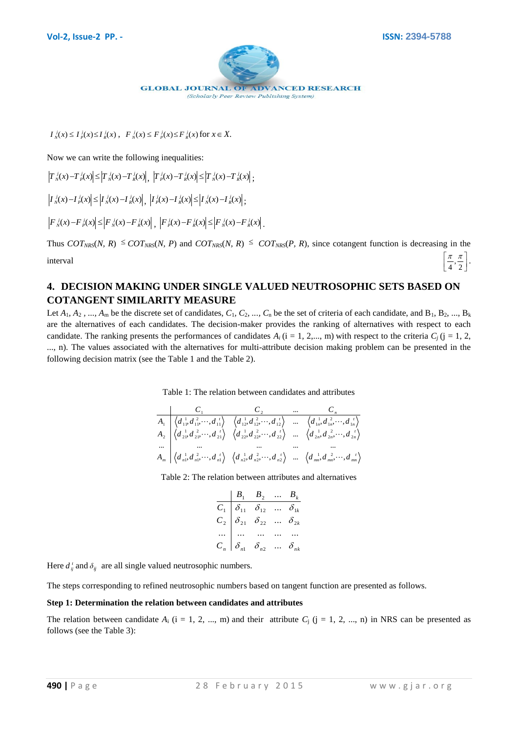$I_N^j(x) \leq I_P^j(x) \leq I_R^j(x)$, $F_N^j(x) \leq F_P^j(x) \leq F_R^j(x)$ for $x \in X$.

Now we can write the following inequalities:

$$\left|T_N^j(x) - T_P^j(x)\right| \leq \left|T_N^j(x) - T_R^j(x)\right|, \ \left|T_P^j(x) - T_R^j(x)\right| \leq \left|T_N^j(x) - T_R^j(x)\right|;$$

$$\left|I_N^j(x) - I_P^j(x)\right| \leq \left|I_N^j(x) - I_R^j(x)\right|, \ \left|I_P^j(x) - I_R^j(x)\right| \leq \left|I_N^j(x) - I_R^j(x)\right|;$$

$$\left|F_N^j(x) - F_P^j(x)\right| \leq \left|F_N^j(x) - F_R^j(x)\right|, \ \left|F_P^j(x) - F_R^j(x)\right| \leq \left|F_N^j(x) - F_R^j(x)\right|.$$

Thus $COT_{NRS}(N, R) \leq COT_{NRS}(N, P)$ and $COT_{NRS}(N, R) \leq COT_{NRS}(P, R)$, since cotangent function is decreasing in the interval $\left[\frac{\pi}{4}, \frac{\pi}{2}\right]$.

## 4. DECISION MAKING UNDER SINGLE VALUED NEUTROSOPHIC SETS BASED ON COTANGENT SIMILARITY MEASURE

Let $A_1, A_2, ..., A_m$ be the discrete set of candidates, $C_1, C_2, ..., C_n$ be the set of criteria of each candidate, and $B_1, B_2, ..., B_k$ are the alternatives of each candidates. The decision-maker provides the ranking of alternatives with respect to each candidate. The ranking presents the performances of candidates $A_i$ (i = 1, 2,..., m) with respect to the criteria $C_j$ (j = 1, 2, ..., n). The values associated with the alternatives for multi-attribute decision making problem can be presented in the following decision matrix (see the Table 1 and the Table 2).

Table 1: The relation between candidates and attributes

| | $C_1$ | $C_2$ | ... | $C_n$ |
|---|---|---|---|---|
| $A_1$ | $\langle d_{11}^1, d_{11}^2, \cdots, d_{11}^t \rangle$ | $\langle d_{12}^1, d_{12}^2, \cdots, d_{12}^t \rangle$ | ... | $\langle d_{1n}^1, d_{1n}^2, \cdots, d_{1n}^t \rangle$ |
| $A_2$ | $\langle d_{21}^1, d_{21}^2, \cdots, d_{21}^t \rangle$ | $\langle d_{22}^1, d_{22}^2, \cdots, d_{22}^t \rangle$ | ... | $\langle d_{2n}^1, d_{2n}^2, \cdots, d_{2n}^t \rangle$ |
| ... | ... | ... | ... | ... |
| $A_m$ | $\langle d_{n1}^1, d_{n1}^2, \cdots, d_{n1}^t \rangle$ | $\langle d_{n2}^1, d_{n2}^2, \cdots, d_{n2}^t \rangle$ | ... | $\langle d_{mn}^1, d_{mn}^2, \cdots, d_{mn}^t \rangle$ |

Table 2: The relation between attributes and alternatives

| | $B_1$ | $B_2$ | ... | $B_k$ |
|---|---|---|---|---|
| $C_1$ | $\delta_{11}$ | $\delta_{12}$ | ... | $\delta_{1k}$ |
| $C_2$ | $\delta_{21}$ | $\delta_{22}$ | ... | $\delta_{2k}$ |
| ... | ... | ... | ... | ... |
| $C_n$ | $\delta_{n1}$ | $\delta_{n2}$ | ... | $\delta_{nk}$ |

Here $d_{ij}^t$ and $\delta_{ij}$ are all single valued neutrosophic numbers.

The steps corresponding to refined neutrosophic numbers based on tangent function are presented as follows.

**Step 1: Determination the relation between candidates and attributes**

The relation between candidate $A_i$ (i = 1, 2, ..., m) and their attribute $C_j$ (j = 1, 2, ..., n) in NRS can be presented as follows (see the Table 3):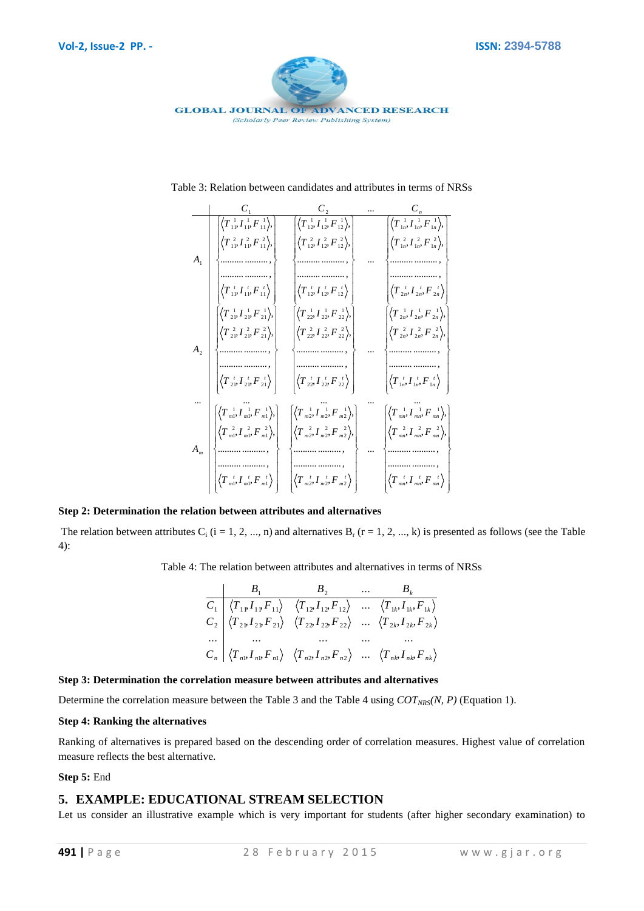Table 3: Relation between candidates and attributes in terms of NRSs

| | $C_1$ | $C_2$ | ... | $C_n$ |
|---|---|---|---|---|
| $A_1$ | $\left\{\begin{array}{l}\langle T_{11}^1, I_{11}^1, F_{11}^1\rangle, \\ \langle T_{11}^2, I_{11}^2, F_{11}^2\rangle, \\ \ldots\ldots\ \ldots\ldots, \\ \ldots\ldots\ \ldots\ldots, \\ \langle T_{11}^t, I_{11}^t, F_{11}^t\rangle\end{array}\right\}$ | $\left\{\begin{array}{l}\langle T_{12}^1, I_{12}^1, F_{12}^1\rangle, \\ \langle T_{12}^2, I_{12}^2, F_{12}^2\rangle, \\ \ldots\ldots\ \ldots\ldots, \\ \ldots\ldots\ \ldots\ldots, \\ \langle T_{12}^t, I_{12}^t, F_{12}^t\rangle\end{array}\right\}$ | ... | $\left\{\begin{array}{l}\langle T_{1n}^1, I_{1n}^1, F_{1n}^1\rangle, \\ \langle T_{1n}^2, I_{1n}^2, F_{1n}^2\rangle, \\ \ldots\ldots\ \ldots\ldots, \\ \ldots\ldots\ \ldots\ldots, \\ \langle T_{2n}^t, I_{2n}^t, F_{2n}^t\rangle\end{array}\right\}$ |
| $A_2$ | $\left\{\begin{array}{l}\langle T_{21}^1, I_{21}^1, F_{21}^1\rangle, \\ \langle T_{21}^2, I_{21}^2, F_{21}^2\rangle, \\ \ldots\ldots\ \ldots\ldots, \\ \ldots\ldots\ \ldots\ldots, \\ \langle T_{21}^t, I_{21}^t, F_{21}^t\rangle\end{array}\right\}$ | $\left\{\begin{array}{l}\langle T_{22}^1, I_{22}^1, F_{22}^1\rangle, \\ \langle T_{22}^2, I_{22}^2, F_{22}^2\rangle, \\ \ldots\ldots\ \ldots\ldots, \\ \ldots\ldots\ \ldots\ldots, \\ \langle T_{22}^t, I_{22}^t, F_{22}^t\rangle\end{array}\right\}$ | ... | $\left\{\begin{array}{l}\langle T_{2n}^1, I_{2n}^1, F_{2n}^1\rangle, \\ \langle T_{2n}^2, I_{2n}^2, F_{2n}^2\rangle, \\ \ldots\ldots\ \ldots\ldots, \\ \ldots\ldots\ \ldots\ldots, \\ \langle T_{1n}^t, I_{1n}^t, F_{1n}^t\rangle\end{array}\right\}$ |
| ... | ... | ... | ... | ... |
| $A_m$ | $\left\{\begin{array}{l}\langle T_{m1}^1, I_{m1}^1, F_{m1}^1\rangle, \\ \langle T_{m1}^2, I_{m1}^2, F_{m1}^2\rangle, \\ \ldots\ldots\ \ldots\ldots, \\ \ldots\ldots\ \ldots\ldots, \\ \langle T_{m1}^t, I_{m1}^t, F_{m1}^t\rangle\end{array}\right\}$ | $\left\{\begin{array}{l}\langle T_{m2}^1, I_{m2}^1, F_{m2}^1\rangle, \\ \langle T_{m2}^2, I_{m2}^2, F_{m2}^2\rangle, \\ \ldots\ldots\ \ldots\ldots, \\ \ldots\ldots\ \ldots\ldots, \\ \langle T_{m2}^t, I_{m2}^t, F_{m2}^t\rangle\end{array}\right\}$ | ... | $\left\{\begin{array}{l}\langle T_{mn}^1, I_{mn}^1, F_{mn}^1\rangle, \\ \langle T_{mn}^2, I_{mn}^2, F_{mn}^2\rangle, \\ \ldots\ldots\ \ldots\ldots, \\ \ldots\ldots\ \ldots\ldots, \\ \langle T_{mn}^t, I_{mn}^t, F_{mn}^t\rangle\end{array}\right\}$ |

**Step 2: Determination the relation between attributes and alternatives**

The relation between attributes $C_i$ ($i = 1, 2, ..., n$) and alternatives $B_r$ ($r = 1, 2, ..., k$) is presented as follows (see the Table 4):

Table 4: The relation between attributes and alternatives in terms of NRSs

| | $B_1$ | $B_2$ | ... | $B_k$ |
|---|---|---|---|---|
| $C_1$ | $\langle T_{11}, I_{11}, F_{11}\rangle$ | $\langle T_{12}, I_{12}, F_{12}\rangle$ | ... | $\langle T_{1k}, I_{1k}, F_{1k}\rangle$ |
| $C_2$ | $\langle T_{21}, I_{21}, F_{21}\rangle$ | $\langle T_{22}, I_{22}, F_{22}\rangle$ | ... | $\langle T_{2k}, I_{2k}, F_{2k}\rangle$ |
| ... | ... | ... | ... | ... |
| $C_n$ | $\langle T_{n1}, I_{n1}, F_{n1}\rangle$ | $\langle T_{n2}, I_{n2}, F_{n2}\rangle$ | ... | $\langle T_{nk}, I_{nk}, F_{nk}\rangle$ |

**Step 3: Determination the correlation measure between attributes and alternatives**

Determine the correlation measure between the Table 3 and the Table 4 using $COT_{NRS}(N, P)$ (Equation 1).

**Step 4: Ranking the alternatives**

Ranking of alternatives is prepared based on the descending order of correlation measures. Highest value of correlation measure reflects the best alternative.

**Step 5:** End

## 5. EXAMPLE: EDUCATIONAL STREAM SELECTION

Let us consider an illustrative example which is very important for students (after higher secondary examination) to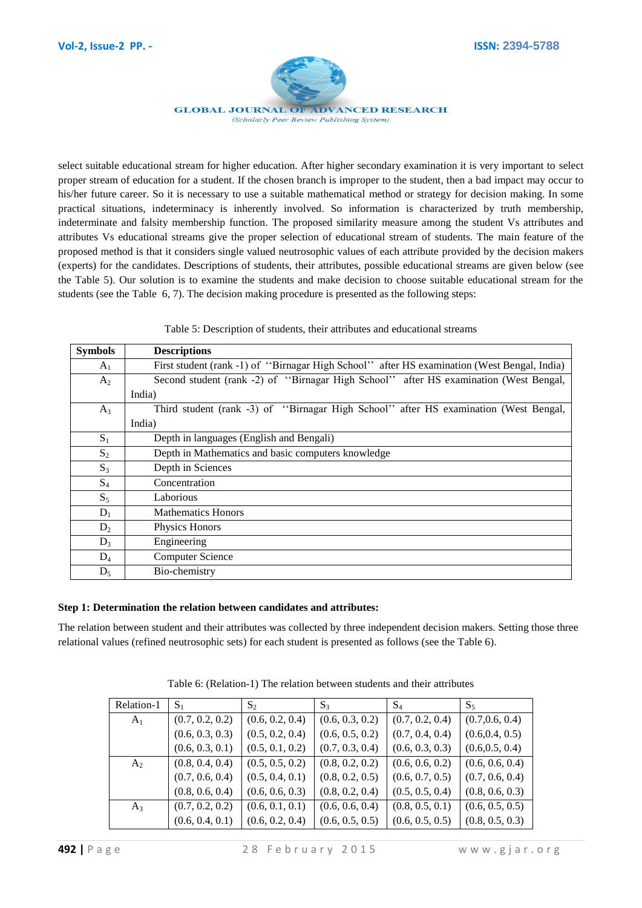select suitable educational stream for higher education. After higher secondary examination it is very important to select proper stream of education for a student. If the chosen branch is improper to the student, then a bad impact may occur to his/her future career. So it is necessary to use a suitable mathematical method or strategy for decision making. In some practical situations, indeterminacy is inherently involved. So information is characterized by truth membership, indeterminate and falsity membership function. The proposed similarity measure among the student Vs attributes and attributes Vs educational streams give the proper selection of educational stream of students. The main feature of the proposed method is that it considers single valued neutrosophic values of each attribute provided by the decision makers (experts) for the candidates. Descriptions of students, their attributes, possible educational streams are given below (see the Table 5). Our solution is to examine the students and make decision to choose suitable educational stream for the students (see the Table 6, 7). The decision making procedure is presented as the following steps:

Table 5: Description of students, their attributes and educational streams

| Symbols | Descriptions |
|---|---|
| $A_1$ | First student (rank -1) of ''Birnagar High School'' after HS examination (West Bengal, India) |
| $A_2$ | Second student (rank -2) of ''Birnagar High School'' after HS examination (West Bengal, India) |
| $A_3$ | Third student (rank -3) of ''Birnagar High School'' after HS examination (West Bengal, India) |
| $S_1$ | Depth in languages (English and Bengali) |
| $S_2$ | Depth in Mathematics and basic computers knowledge |
| $S_3$ | Depth in Sciences |
| $S_4$ | Concentration |
| $S_5$ | Laborious |
| $D_1$ | Mathematics Honors |
| $D_2$ | Physics Honors |
| $D_3$ | Engineering |
| $D_4$ | Computer Science |
| $D_5$ | Bio-chemistry |

**Step 1: Determination the relation between candidates and attributes:**

The relation between student and their attributes was collected by three independent decision makers. Setting those three relational values (refined neutrosophic sets) for each student is presented as follows (see the Table 6).

Table 6: (Relation-1) The relation between students and their attributes

| Relation-1 | $S_1$ | $S_2$ | $S_3$ | $S_4$ | $S_5$ |
|---|---|---|---|---|---|
| $A_1$ | (0.7, 0.2, 0.2) | (0.6, 0.2, 0.4) | (0.6, 0.3, 0.2) | (0.7, 0.2, 0.4) | (0.7,0.6, 0.4) |
| | (0.6, 0.3, 0.3) | (0.5, 0.2, 0.4) | (0.6, 0.5, 0.2) | (0.7, 0.4, 0.4) | (0.6,0.4, 0.5) |
| | (0.6, 0.3, 0.1) | (0.5, 0.1, 0.2) | (0.7, 0.3, 0.4) | (0.6, 0.3, 0.3) | (0.6,0.5, 0.4) |
| $A_2$ | (0.8, 0.4, 0.4) | (0.5, 0.5, 0.2) | (0.8, 0.2, 0.2) | (0.6, 0.6, 0.2) | (0.6, 0.6, 0.4) |
| | (0.7, 0.6, 0.4) | (0.5, 0.4, 0.1) | (0.8, 0.2, 0.5) | (0.6, 0.7, 0.5) | (0.7, 0.6, 0.4) |
| | (0.8, 0.6, 0.4) | (0.6, 0.6, 0.3) | (0.8, 0.2, 0.4) | (0.5, 0.5, 0.4) | (0.8, 0.6, 0.3) |
| $A_3$ | (0.7, 0.2, 0.2) | (0.6, 0.1, 0.1) | (0.6, 0.6, 0.4) | (0.8, 0.5, 0.1) | (0.6, 0.5, 0.5) |
| | (0.6, 0.4, 0.1) | (0.6, 0.2, 0.4) | (0.6, 0.5, 0.5) | (0.6, 0.5, 0.5) | (0.8, 0.5, 0.3) |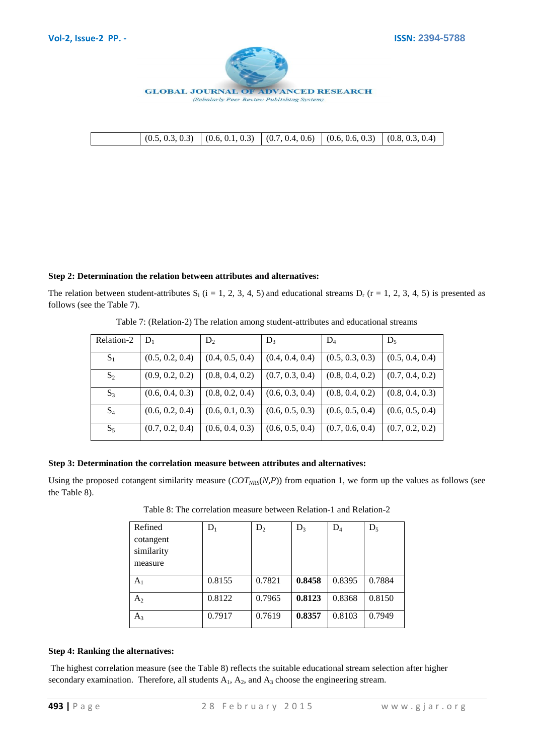|  | (0.5, 0.3, 0.3) | (0.6, 0.1, 0.3) | (0.7, 0.4, 0.6) | (0.6, 0.6, 0.3) | (0.8, 0.3, 0.4) |
|---|---|---|---|---|---|

**Step 2: Determination the relation between attributes and alternatives:**

The relation between student-attributes $S_i$ (i = 1, 2, 3, 4, 5) and educational streams $D_r$ (r = 1, 2, 3, 4, 5) is presented as follows (see the Table 7).

Table 7: (Relation-2) The relation among student-attributes and educational streams

| Relation-2 | $D_1$ | $D_2$ | $D_3$ | $D_4$ | $D_5$ |
|---|---|---|---|---|---|
| $S_1$ | (0.5, 0.2, 0.4) | (0.4, 0.5, 0.4) | (0.4, 0.4, 0.4) | (0.5, 0.3, 0.3) | (0.5, 0.4, 0.4) |
| $S_2$ | (0.9, 0.2, 0.2) | (0.8, 0.4, 0.2) | (0.7, 0.3, 0.4) | (0.8, 0.4, 0.2) | (0.7, 0.4, 0.2) |
| $S_3$ | (0.6, 0.4, 0.3) | (0.8, 0.2, 0.4) | (0.6, 0.3, 0.4) | (0.8, 0.4, 0.2) | (0.8, 0.4, 0.3) |
| $S_4$ | (0.6, 0.2, 0.4) | (0.6, 0.1, 0.3) | (0.6, 0.5, 0.3) | (0.6, 0.5, 0.4) | (0.6, 0.5, 0.4) |
| $S_5$ | (0.7, 0.2, 0.4) | (0.6, 0.4, 0.3) | (0.6, 0.5, 0.4) | (0.7, 0.6, 0.4) | (0.7, 0.2, 0.2) |

**Step 3: Determination the correlation measure between attributes and alternatives:**

Using the proposed cotangent similarity measure ($COT_{NRS}(N,P)$) from equation 1, we form up the values as follows (see the Table 8).

Table 8: The correlation measure between Relation-1 and Relation-2

| Refined cotangent similarity measure | $D_1$ | $D_2$ | $D_3$ | $D_4$ | $D_5$ |
|---|---|---|---|---|---|
| $A_1$ | 0.8155 | 0.7821 | **0.8458** | 0.8395 | 0.7884 |
| $A_2$ | 0.8122 | 0.7965 | **0.8123** | 0.8368 | 0.8150 |
| $A_3$ | 0.7917 | 0.7619 | **0.8357** | 0.8103 | 0.7949 |

**Step 4: Ranking the alternatives:**

The highest correlation measure (see the Table 8) reflects the suitable educational stream selection after higher secondary examination. Therefore, all students $A_1$, $A_2$, and $A_3$ choose the engineering stream.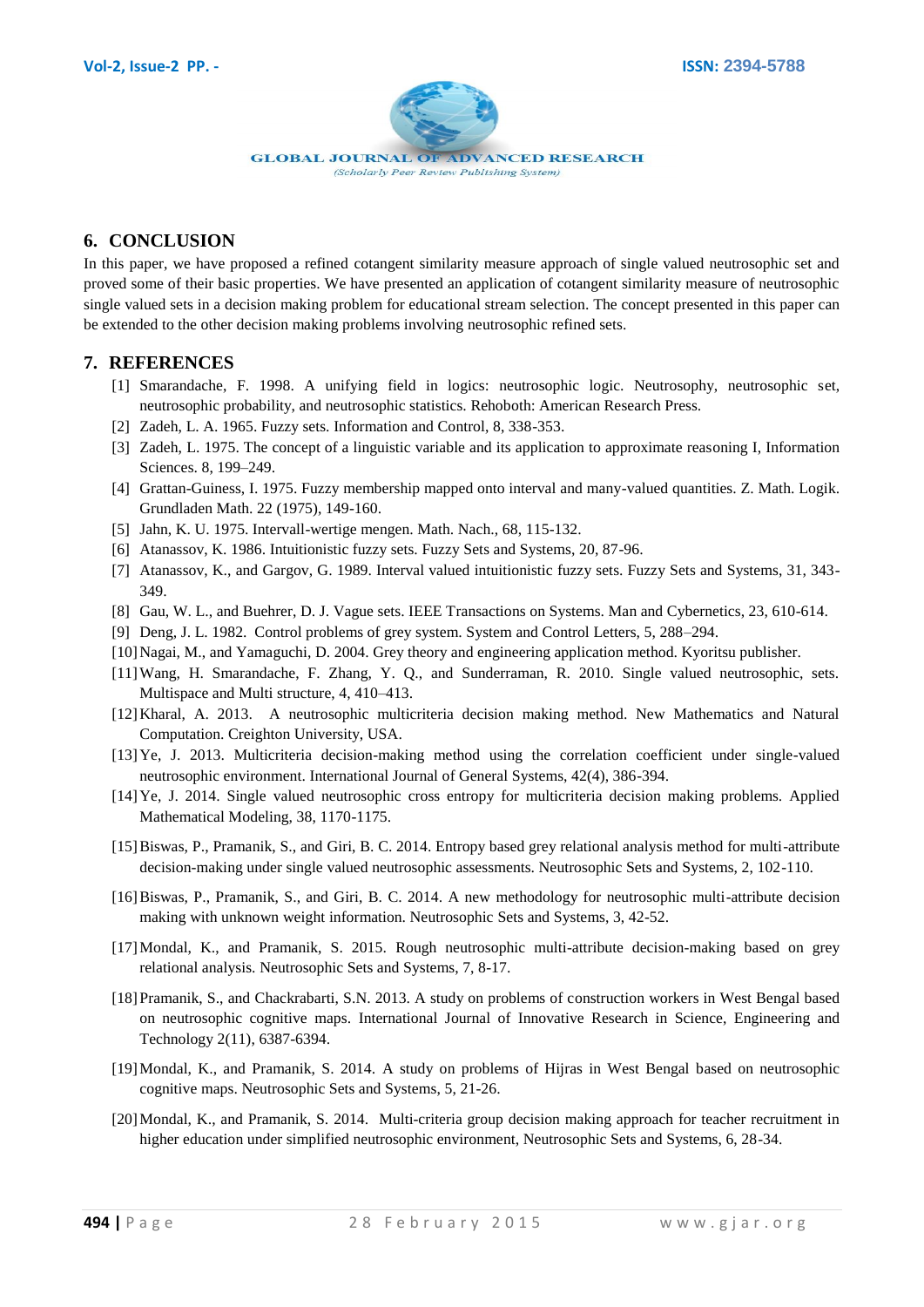## 6. CONCLUSION

In this paper, we have proposed a refined cotangent similarity measure approach of single valued neutrosophic set and proved some of their basic properties. We have presented an application of cotangent similarity measure of neutrosophic single valued sets in a decision making problem for educational stream selection. The concept presented in this paper can be extended to the other decision making problems involving neutrosophic refined sets.

## 7. REFERENCES

[1] Smarandache, F. 1998. A unifying field in logics: neutrosophic logic. Neutrosophy, neutrosophic set, neutrosophic probability, and neutrosophic statistics. Rehoboth: American Research Press.

[2] Zadeh, L. A. 1965. Fuzzy sets. Information and Control, 8, 338-353.

[3] Zadeh, L. 1975. The concept of a linguistic variable and its application to approximate reasoning I, Information Sciences. 8, 199–249.

[4] Grattan-Guiness, I. 1975. Fuzzy membership mapped onto interval and many-valued quantities. Z. Math. Logik. Grundladen Math. 22 (1975), 149-160.

[5] Jahn, K. U. 1975. Intervall-wertige mengen. Math. Nach., 68, 115-132.

[6] Atanassov, K. 1986. Intuitionistic fuzzy sets. Fuzzy Sets and Systems, 20, 87-96.

[7] Atanassov, K., and Gargov, G. 1989. Interval valued intuitionistic fuzzy sets. Fuzzy Sets and Systems, 31, 343-349.

[8] Gau, W. L., and Buehrer, D. J. Vague sets. IEEE Transactions on Systems. Man and Cybernetics, 23, 610-614.

[9] Deng, J. L. 1982. Control problems of grey system. System and Control Letters, 5, 288–294.

[10] Nagai, M., and Yamaguchi, D. 2004. Grey theory and engineering application method. Kyoritsu publisher.

[11] Wang, H. Smarandache, F. Zhang, Y. Q., and Sunderraman, R. 2010. Single valued neutrosophic, sets. Multispace and Multi structure, 4, 410–413.

[12] Kharal, A. 2013. A neutrosophic multicriteria decision making method. New Mathematics and Natural Computation. Creighton University, USA.

[13] Ye, J. 2013. Multicriteria decision-making method using the correlation coefficient under single-valued neutrosophic environment. International Journal of General Systems, 42(4), 386-394.

[14] Ye, J. 2014. Single valued neutrosophic cross entropy for multicriteria decision making problems. Applied Mathematical Modeling, 38, 1170-1175.

[15] Biswas, P., Pramanik, S., and Giri, B. C. 2014. Entropy based grey relational analysis method for multi-attribute decision-making under single valued neutrosophic assessments. Neutrosophic Sets and Systems, 2, 102-110.

[16] Biswas, P., Pramanik, S., and Giri, B. C. 2014. A new methodology for neutrosophic multi-attribute decision making with unknown weight information. Neutrosophic Sets and Systems, 3, 42-52.

[17] Mondal, K., and Pramanik, S. 2015. Rough neutrosophic multi-attribute decision-making based on grey relational analysis. Neutrosophic Sets and Systems, 7, 8-17.

[18] Pramanik, S., and Chackrabarti, S.N. 2013. A study on problems of construction workers in West Bengal based on neutrosophic cognitive maps. International Journal of Innovative Research in Science, Engineering and Technology 2(11), 6387-6394.

[19] Mondal, K., and Pramanik, S. 2014. A study on problems of Hijras in West Bengal based on neutrosophic cognitive maps. Neutrosophic Sets and Systems, 5, 21-26.

[20] Mondal, K., and Pramanik, S. 2014. Multi-criteria group decision making approach for teacher recruitment in higher education under simplified neutrosophic environment, Neutrosophic Sets and Systems, 6, 28-34.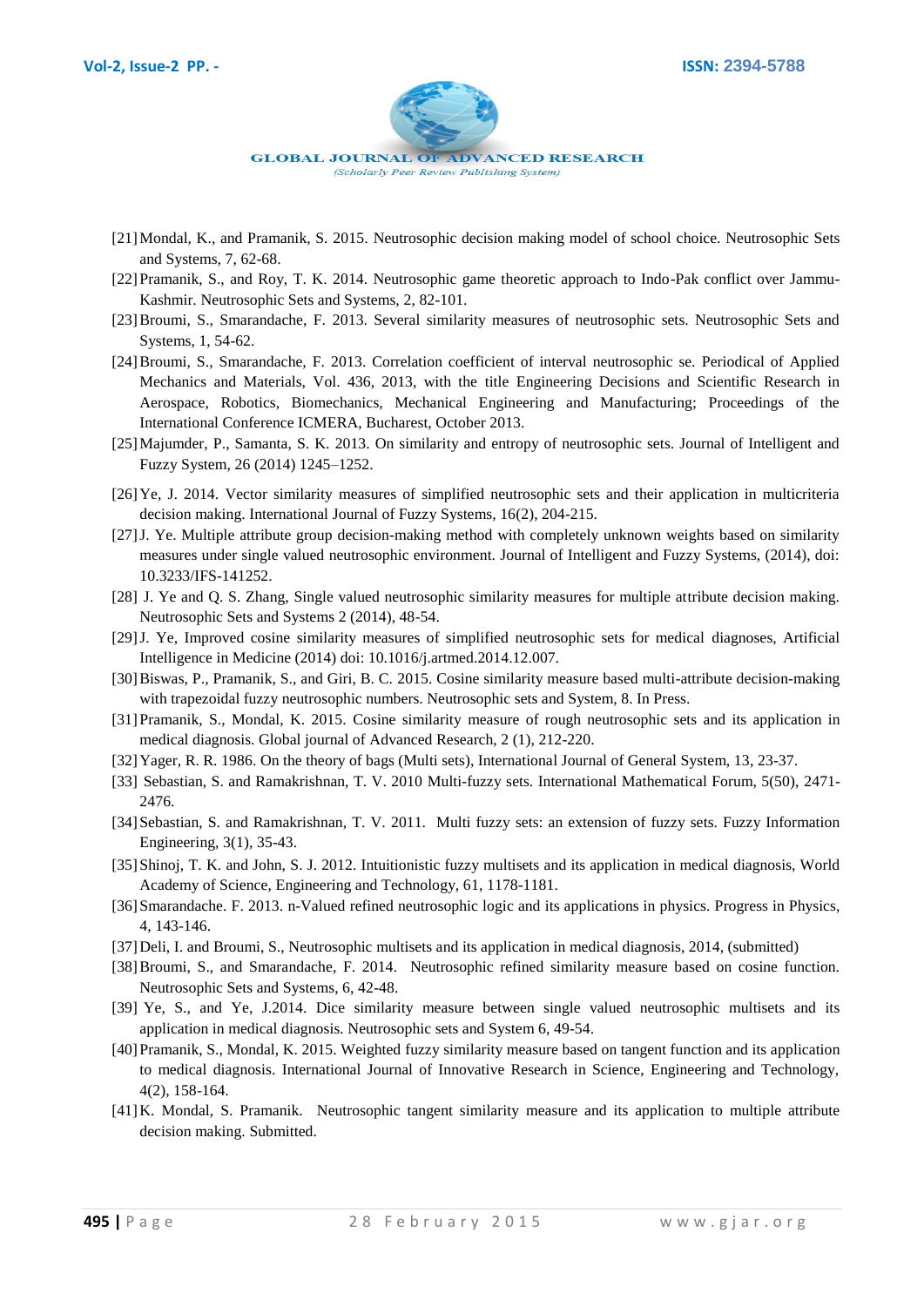[21] Mondal, K., and Pramanik, S. 2015. Neutrosophic decision making model of school choice. Neutrosophic Sets and Systems, 7, 62-68.

[22] Pramanik, S., and Roy, T. K. 2014. Neutrosophic game theoretic approach to Indo-Pak conflict over Jammu-Kashmir. Neutrosophic Sets and Systems, 2, 82-101.

[23] Broumi, S., Smarandache, F. 2013. Several similarity measures of neutrosophic sets. Neutrosophic Sets and Systems, 1, 54-62.

[24] Broumi, S., Smarandache, F. 2013. Correlation coefficient of interval neutrosophic se. Periodical of Applied Mechanics and Materials, Vol. 436, 2013, with the title Engineering Decisions and Scientific Research in Aerospace, Robotics, Biomechanics, Mechanical Engineering and Manufacturing; Proceedings of the International Conference ICMERA, Bucharest, October 2013.

[25] Majumder, P., Samanta, S. K. 2013. On similarity and entropy of neutrosophic sets. Journal of Intelligent and Fuzzy System, 26 (2014) 1245–1252.

[26] Ye, J. 2014. Vector similarity measures of simplified neutrosophic sets and their application in multicriteria decision making. International Journal of Fuzzy Systems, 16(2), 204-215.

[27] J. Ye. Multiple attribute group decision-making method with completely unknown weights based on similarity measures under single valued neutrosophic environment. Journal of Intelligent and Fuzzy Systems, (2014), doi: 10.3233/IFS-141252.

[28] J. Ye and Q. S. Zhang, Single valued neutrosophic similarity measures for multiple attribute decision making. Neutrosophic Sets and Systems 2 (2014), 48-54.

[29] J. Ye, Improved cosine similarity measures of simplified neutrosophic sets for medical diagnoses, Artificial Intelligence in Medicine (2014) doi: 10.1016/j.artmed.2014.12.007.

[30] Biswas, P., Pramanik, S., and Giri, B. C. 2015. Cosine similarity measure based multi-attribute decision-making with trapezoidal fuzzy neutrosophic numbers. Neutrosophic sets and System, 8. In Press.

[31] Pramanik, S., Mondal, K. 2015. Cosine similarity measure of rough neutrosophic sets and its application in medical diagnosis. Global journal of Advanced Research, 2 (1), 212-220.

[32] Yager, R. R. 1986. On the theory of bags (Multi sets), International Journal of General System, 13, 23-37.

[33] Sebastian, S. and Ramakrishnan, T. V. 2010 Multi-fuzzy sets. International Mathematical Forum, 5(50), 2471-2476.

[34] Sebastian, S. and Ramakrishnan, T. V. 2011. Multi fuzzy sets: an extension of fuzzy sets. Fuzzy Information Engineering, 3(1), 35-43.

[35] Shinoj, T. K. and John, S. J. 2012. Intuitionistic fuzzy multisets and its application in medical diagnosis, World Academy of Science, Engineering and Technology, 61, 1178-1181.

[36] Smarandache. F. 2013. n-Valued refined neutrosophic logic and its applications in physics. Progress in Physics, 4, 143-146.

[37] Deli, I. and Broumi, S., Neutrosophic multisets and its application in medical diagnosis, 2014, (submitted)

[38] Broumi, S., and Smarandache, F. 2014. Neutrosophic refined similarity measure based on cosine function. Neutrosophic Sets and Systems, 6, 42-48.

[39] Ye, S., and Ye, J.2014. Dice similarity measure between single valued neutrosophic multisets and its application in medical diagnosis. Neutrosophic sets and System 6, 49-54.

[40] Pramanik, S., Mondal, K. 2015. Weighted fuzzy similarity measure based on tangent function and its application to medical diagnosis. International Journal of Innovative Research in Science, Engineering and Technology, 4(2), 158-164.

[41] K. Mondal, S. Pramanik. Neutrosophic tangent similarity measure and its application to multiple attribute decision making. Submitted.